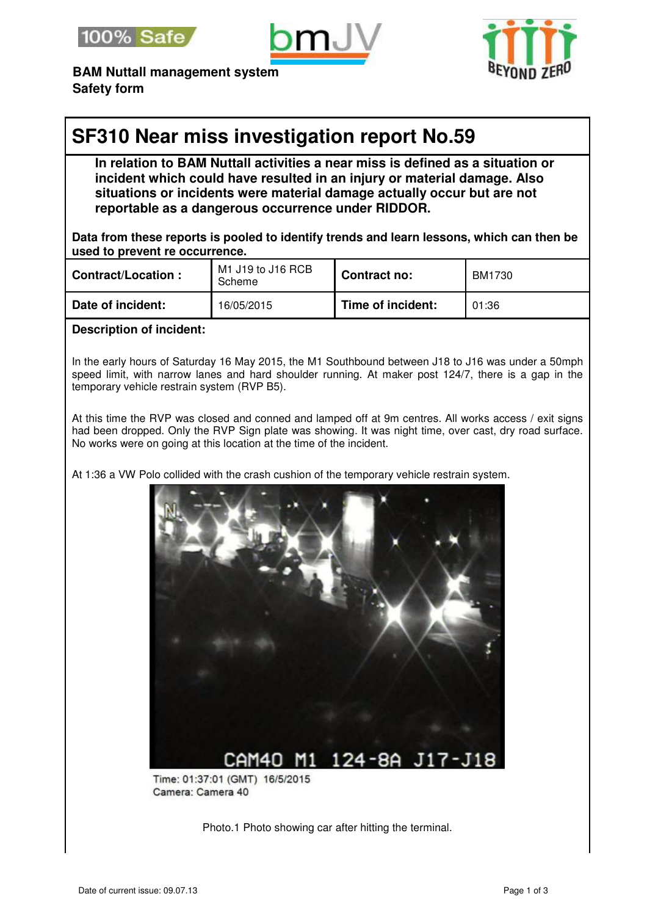**BAM Nuttall management system**
**Safety form**

# SF310 Near miss investigation report No.59

**In relation to BAM Nuttall activities a near miss is defined as a situation or incident which could have resulted in an injury or material damage. Also situations or incidents were material damage actually occur but are not reportable as a dangerous occurrence under RIDDOR.**

**Data from these reports is pooled to identify trends and learn lessons, which can then be used to prevent re occurrence.**

| **Contract/Location :** | M1 J19 to J16 RCB Scheme | **Contract no:** | BM1730 |
|---|---|---|---|
| **Date of incident:** | 16/05/2015 | **Time of incident:** | 01:36 |

**Description of incident:**

In the early hours of Saturday 16 May 2015, the M1 Southbound between J18 to J16 was under a 50mph speed limit, with narrow lanes and hard shoulder running. At maker post 124/7, there is a gap in the temporary vehicle restrain system (RVP B5).

At this time the RVP was closed and conned and lamped off at 9m centres. All works access / exit signs had been dropped. Only the RVP Sign plate was showing. It was night time, over cast, dry road surface. No works were on going at this location at the time of the incident.

At 1:36 a VW Polo collided with the crash cushion of the temporary vehicle restrain system.

CAM40 M1 124-8A J17-J18

Time: 01:37:01 (GMT) 16/5/2015
Camera: Camera 40

Photo.1 Photo showing car after hitting the terminal.

Date of current issue: 09.07.13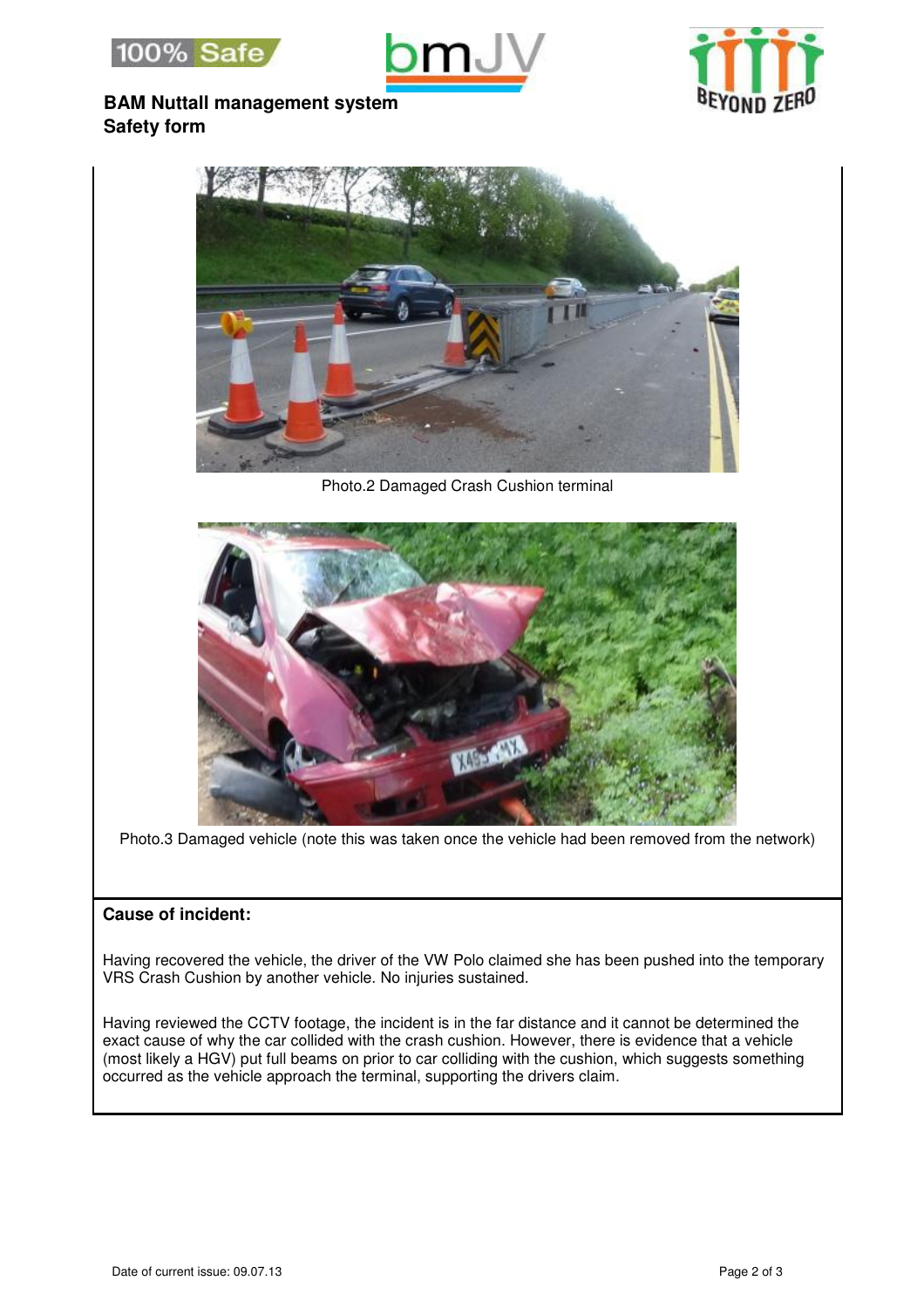**BAM Nuttall management system**
**Safety form**

Photo.2 Damaged Crash Cushion terminal

Photo.3 Damaged vehicle (note this was taken once the vehicle had been removed from the network)

**Cause of incident:**

Having recovered the vehicle, the driver of the VW Polo claimed she has been pushed into the temporary VRS Crash Cushion by another vehicle. No injuries sustained.

Having reviewed the CCTV footage, the incident is in the far distance and it cannot be determined the exact cause of why the car collided with the crash cushion. However, there is evidence that a vehicle (most likely a HGV) put full beams on prior to car colliding with the cushion, which suggests something occurred as the vehicle approach the terminal, supporting the drivers claim.

Date of current issue: 09.07.13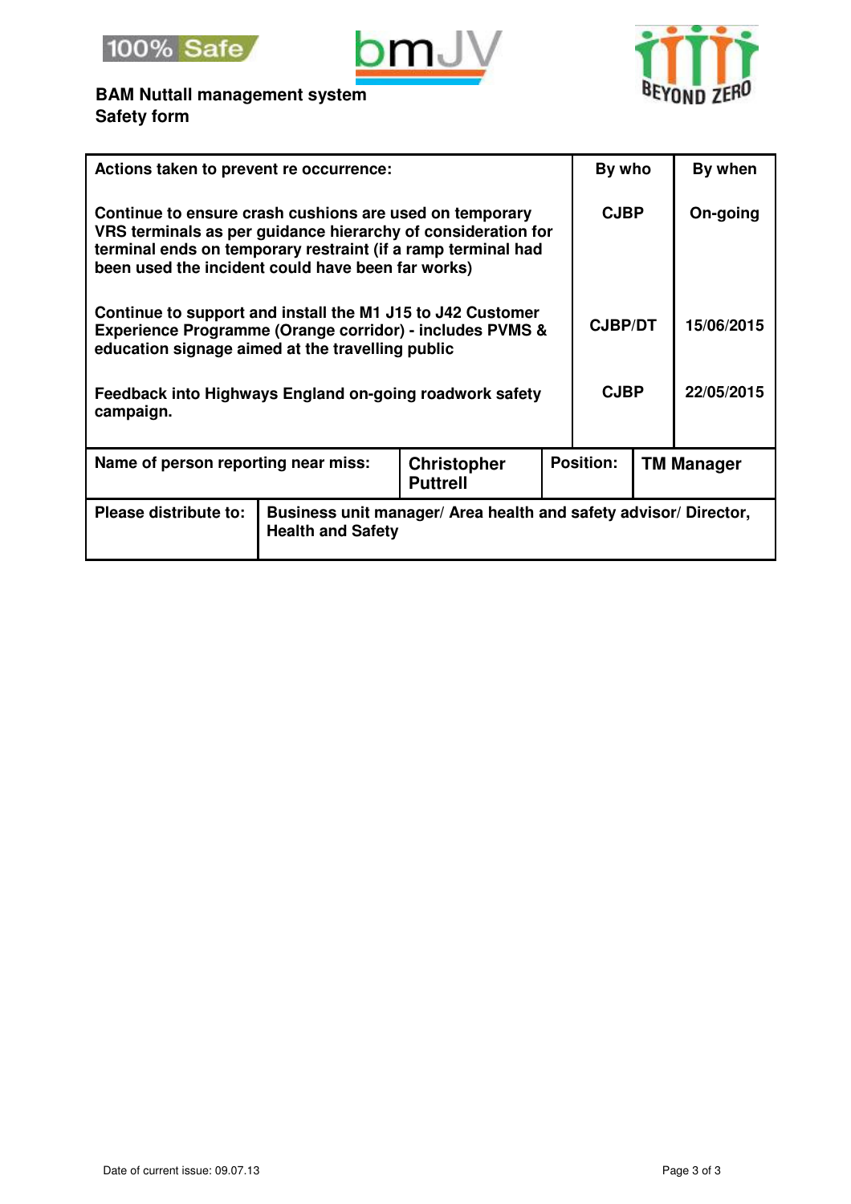**BAM Nuttall management system**
**Safety form**

| Actions taken to prevent re occurrence: | By who | By when |
|---|---|---|
| Continue to ensure crash cushions are used on temporary VRS terminals as per guidance hierarchy of consideration for terminal ends on temporary restraint (if a ramp terminal had been used the incident could have been far works) | CJBP | On-going |
| Continue to support and install the M1 J15 to J42 Customer Experience Programme (Orange corridor) - includes PVMS & education signage aimed at the travelling public | CJBP/DT | 15/06/2015 |
| Feedback into Highways England on-going roadwork safety campaign. | CJBP | 22/05/2015 |

| | | | |
|---|---|---|---|
| Name of person reporting near miss: | Christopher Puttrell | Position: | TM Manager |

| | |
|---|---|
| Please distribute to: | Business unit manager/ Area health and safety advisor/ Director, Health and Safety |

Date of current issue: 09.07.13